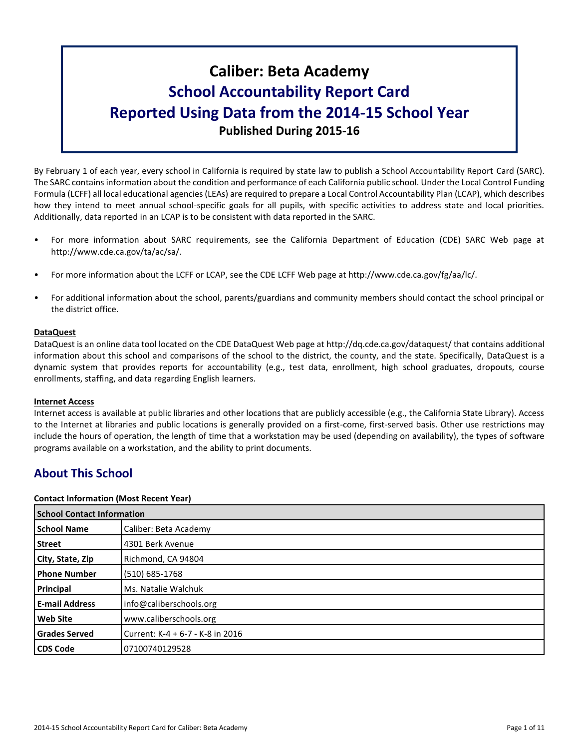# Caliber: Beta Academy
## School Accountability Report Card
## Reported Using Data from the 2014-15 School Year
**Published During 2015-16**

By February 1 of each year, every school in California is required by state law to publish a School Accountability Report Card (SARC). The SARC contains information about the condition and performance of each California public school. Under the Local Control Funding Formula (LCFF) all local educational agencies (LEAs) are required to prepare a Local Control Accountability Plan (LCAP), which describes how they intend to meet annual school-specific goals for all pupils, with specific activities to address state and local priorities. Additionally, data reported in an LCAP is to be consistent with data reported in the SARC.

- For more information about SARC requirements, see the California Department of Education (CDE) SARC Web page at http://www.cde.ca.gov/ta/ac/sa/.
- For more information about the LCFF or LCAP, see the CDE LCFF Web page at http://www.cde.ca.gov/fg/aa/lc/.
- For additional information about the school, parents/guardians and community members should contact the school principal or the district office.

**DataQuest**

DataQuest is an online data tool located on the CDE DataQuest Web page at http://dq.cde.ca.gov/dataquest/ that contains additional information about this school and comparisons of the school to the district, the county, and the state. Specifically, DataQuest is a dynamic system that provides reports for accountability (e.g., test data, enrollment, high school graduates, dropouts, course enrollments, staffing, and data regarding English learners.

**Internet Access**

Internet access is available at public libraries and other locations that are publicly accessible (e.g., the California State Library). Access to the Internet at libraries and public locations is generally provided on a first-come, first-served basis. Other use restrictions may include the hours of operation, the length of time that a workstation may be used (depending on availability), the types of software programs available on a workstation, and the ability to print documents.

## About This School

**Contact Information (Most Recent Year)**

| School Contact Information | |
|---|---|
| **School Name** | Caliber: Beta Academy |
| **Street** | 4301 Berk Avenue |
| **City, State, Zip** | Richmond, CA 94804 |
| **Phone Number** | (510) 685-1768 |
| **Principal** | Ms. Natalie Walchuk |
| **E-mail Address** | info@caliberschools.org |
| **Web Site** | www.caliberschools.org |
| **Grades Served** | Current: K-4 + 6-7 - K-8 in 2016 |
| **CDS Code** | 07100740129528 |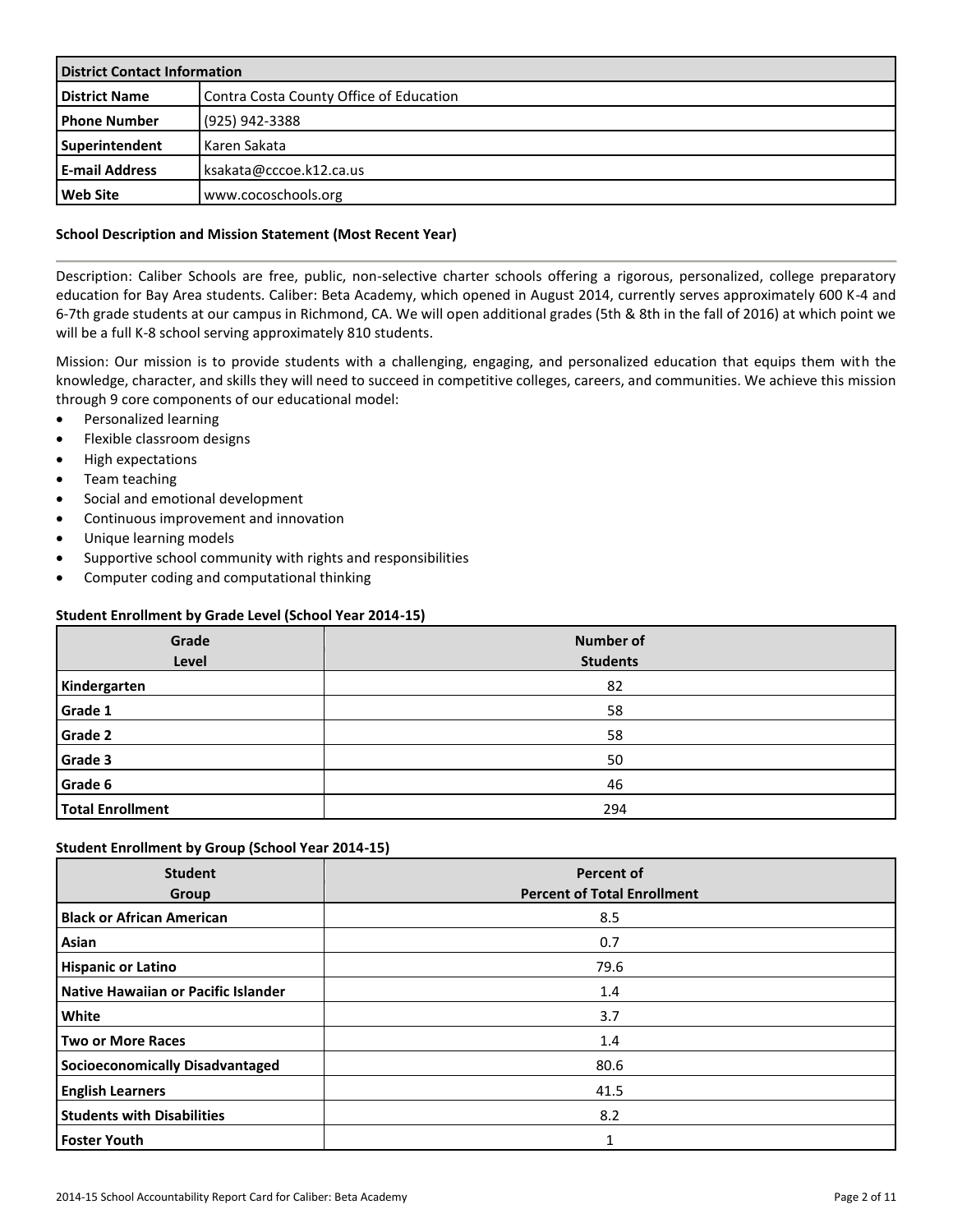| District Contact Information | |
|---|---|
| **District Name** | Contra Costa County Office of Education |
| **Phone Number** | (925) 942-3388 |
| **Superintendent** | Karen Sakata |
| **E-mail Address** | ksakata@cccoe.k12.ca.us |
| **Web Site** | www.cocoschools.org |

### School Description and Mission Statement (Most Recent Year)

Description: Caliber Schools are free, public, non-selective charter schools offering a rigorous, personalized, college preparatory education for Bay Area students. Caliber: Beta Academy, which opened in August 2014, currently serves approximately 600 K-4 and 6-7th grade students at our campus in Richmond, CA. We will open additional grades (5th & 8th in the fall of 2016) at which point we will be a full K-8 school serving approximately 810 students.

Mission: Our mission is to provide students with a challenging, engaging, and personalized education that equips them with the knowledge, character, and skills they will need to succeed in competitive colleges, careers, and communities. We achieve this mission through 9 core components of our educational model:

- Personalized learning
- Flexible classroom designs
- High expectations
- Team teaching
- Social and emotional development
- Continuous improvement and innovation
- Unique learning models
- Supportive school community with rights and responsibilities
- Computer coding and computational thinking

### Student Enrollment by Grade Level (School Year 2014-15)

| Grade Level | Number of Students |
|---|---|
| **Kindergarten** | 82 |
| **Grade 1** | 58 |
| **Grade 2** | 58 |
| **Grade 3** | 50 |
| **Grade 6** | 46 |
| **Total Enrollment** | 294 |

### Student Enrollment by Group (School Year 2014-15)

| Student Group | Percent of Percent of Total Enrollment |
|---|---|
| **Black or African American** | 8.5 |
| **Asian** | 0.7 |
| **Hispanic or Latino** | 79.6 |
| **Native Hawaiian or Pacific Islander** | 1.4 |
| **White** | 3.7 |
| **Two or More Races** | 1.4 |
| **Socioeconomically Disadvantaged** | 80.6 |
| **English Learners** | 41.5 |
| **Students with Disabilities** | 8.2 |
| **Foster Youth** | 1 |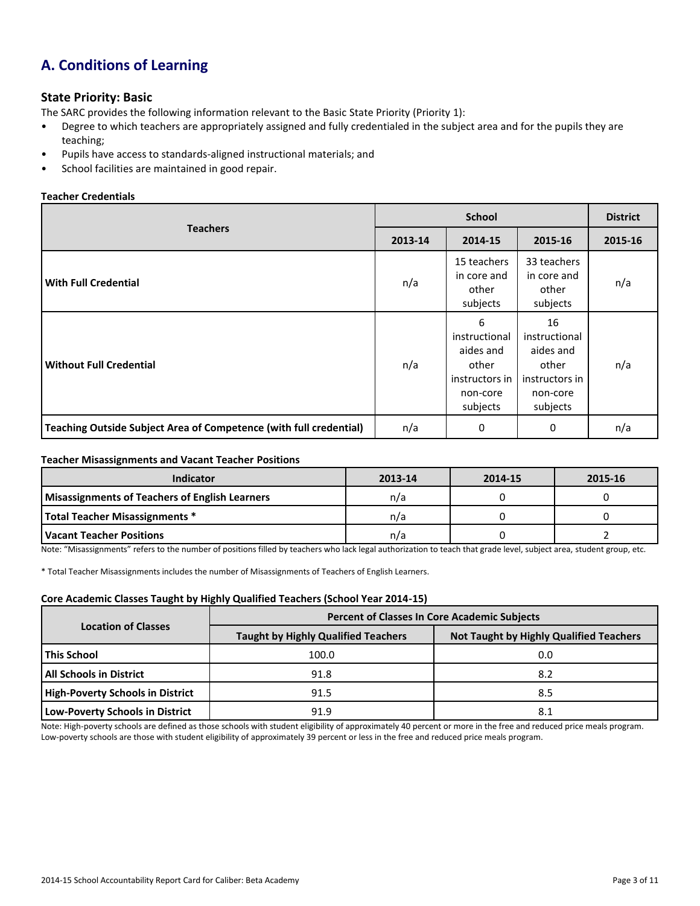## A. Conditions of Learning

### State Priority: Basic

The SARC provides the following information relevant to the Basic State Priority (Priority 1):

- Degree to which teachers are appropriately assigned and fully credentialed in the subject area and for the pupils they are teaching;
- Pupils have access to standards-aligned instructional materials; and
- School facilities are maintained in good repair.

**Teacher Credentials**

| Teachers | School | | | District |
|---|---|---|---|---|
| | 2013-14 | 2014-15 | 2015-16 | 2015-16 |
| **With Full Credential** | n/a | 15 teachers in core and other subjects | 33 teachers in core and other subjects | n/a |
| **Without Full Credential** | n/a | 6 instructional aides and other instructors in non-core subjects | 16 instructional aides and other instructors in non-core subjects | n/a |
| **Teaching Outside Subject Area of Competence (with full credential)** | n/a | 0 | 0 | n/a |

**Teacher Misassignments and Vacant Teacher Positions**

| Indicator | 2013-14 | 2014-15 | 2015-16 |
|---|---|---|---|
| **Misassignments of Teachers of English Learners** | n/a | 0 | 0 |
| **Total Teacher Misassignments *** | n/a | 0 | 0 |
| **Vacant Teacher Positions** | n/a | 0 | 2 |

Note: “Misassignments” refers to the number of positions filled by teachers who lack legal authorization to teach that grade level, subject area, student group, etc.

* Total Teacher Misassignments includes the number of Misassignments of Teachers of English Learners.

**Core Academic Classes Taught by Highly Qualified Teachers (School Year 2014-15)**

| Location of Classes | Percent of Classes In Core Academic Subjects | |
|---|---|---|
| | Taught by Highly Qualified Teachers | Not Taught by Highly Qualified Teachers |
| **This School** | 100.0 | 0.0 |
| **All Schools in District** | 91.8 | 8.2 |
| **High-Poverty Schools in District** | 91.5 | 8.5 |
| **Low-Poverty Schools in District** | 91.9 | 8.1 |

Note: High-poverty schools are defined as those schools with student eligibility of approximately 40 percent or more in the free and reduced price meals program. Low-poverty schools are those with student eligibility of approximately 39 percent or less in the free and reduced price meals program.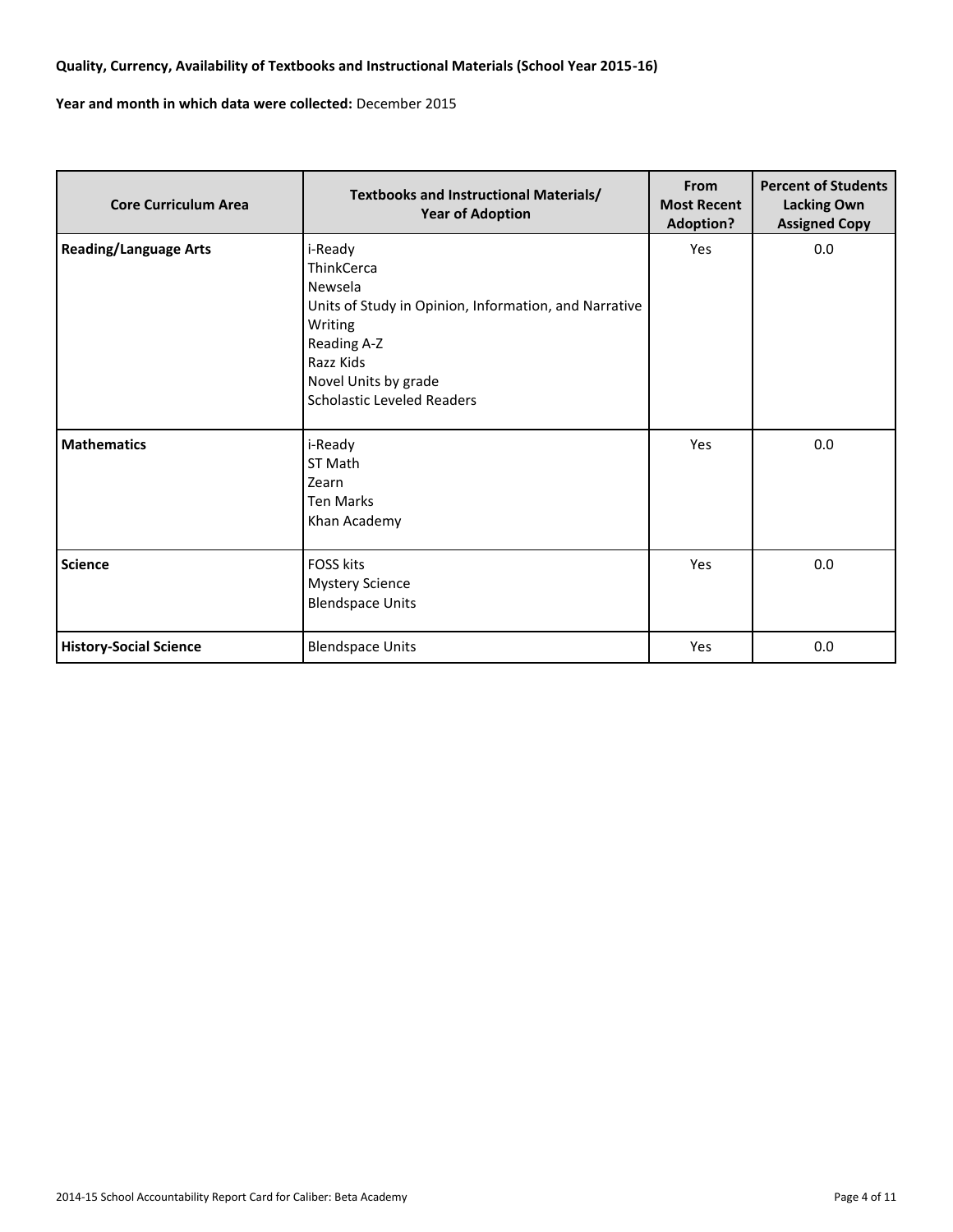**Quality, Currency, Availability of Textbooks and Instructional Materials (School Year 2015-16)**

**Year and month in which data were collected:** December 2015

| Core Curriculum Area | Textbooks and Instructional Materials/ Year of Adoption | From Most Recent Adoption? | Percent of Students Lacking Own Assigned Copy |
|---|---|---|---|
| **Reading/Language Arts** | i-Ready<br>ThinkCerca<br>Newsela<br>Units of Study in Opinion, Information, and Narrative Writing<br>Reading A-Z<br>Razz Kids<br>Novel Units by grade<br>Scholastic Leveled Readers | Yes | 0.0 |
| **Mathematics** | i-Ready<br>ST Math<br>Zearn<br>Ten Marks<br>Khan Academy | Yes | 0.0 |
| **Science** | FOSS kits<br>Mystery Science<br>Blendspace Units | Yes | 0.0 |
| **History-Social Science** | Blendspace Units | Yes | 0.0 |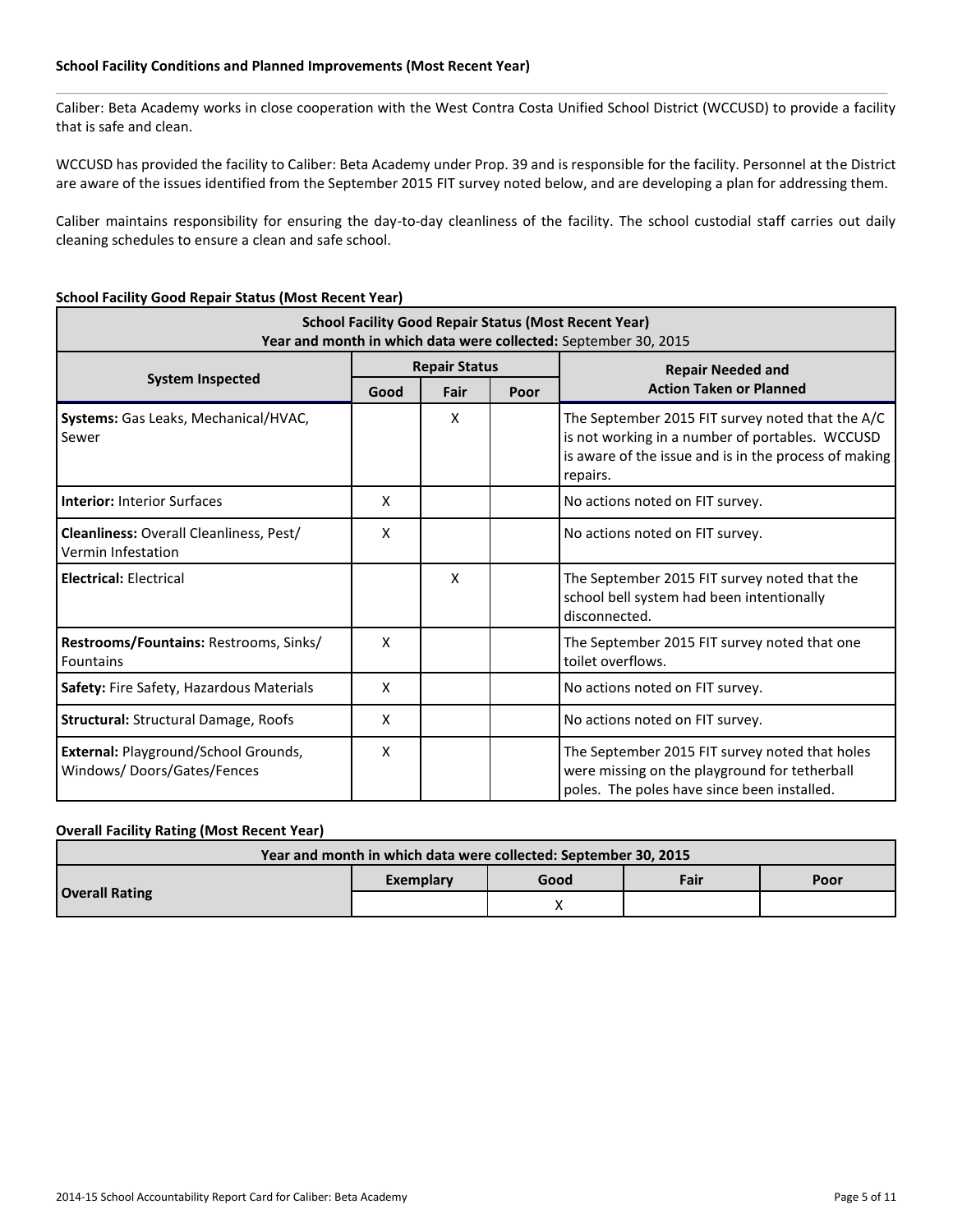### School Facility Conditions and Planned Improvements (Most Recent Year)

Caliber: Beta Academy works in close cooperation with the West Contra Costa Unified School District (WCCUSD) to provide a facility that is safe and clean.

WCCUSD has provided the facility to Caliber: Beta Academy under Prop. 39 and is responsible for the facility. Personnel at the District are aware of the issues identified from the September 2015 FIT survey noted below, and are developing a plan for addressing them.

Caliber maintains responsibility for ensuring the day-to-day cleanliness of the facility. The school custodial staff carries out daily cleaning schedules to ensure a clean and safe school.

**School Facility Good Repair Status (Most Recent Year)**

| School Facility Good Repair Status (Most Recent Year)<br>Year and month in which data were collected: September 30, 2015 | | | | |
|---|---|---|---|---|
| **System Inspected** | **Repair Status** | | | **Repair Needed and Action Taken or Planned** |
| | **Good** | **Fair** | **Poor** | |
| **Systems:** Gas Leaks, Mechanical/HVAC, Sewer | | X | | The September 2015 FIT survey noted that the A/C is not working in a number of portables. WCCUSD is aware of the issue and is in the process of making repairs. |
| **Interior:** Interior Surfaces | X | | | No actions noted on FIT survey. |
| **Cleanliness:** Overall Cleanliness, Pest/ Vermin Infestation | X | | | No actions noted on FIT survey. |
| **Electrical:** Electrical | | X | | The September 2015 FIT survey noted that the school bell system had been intentionally disconnected. |
| **Restrooms/Fountains:** Restrooms, Sinks/ Fountains | X | | | The September 2015 FIT survey noted that one toilet overflows. |
| **Safety:** Fire Safety, Hazardous Materials | X | | | No actions noted on FIT survey. |
| **Structural:** Structural Damage, Roofs | X | | | No actions noted on FIT survey. |
| **External:** Playground/School Grounds, Windows/ Doors/Gates/Fences | X | | | The September 2015 FIT survey noted that holes were missing on the playground for tetherball poles. The poles have since been installed. |

**Overall Facility Rating (Most Recent Year)**

| Year and month in which data were collected: September 30, 2015 | | | | |
|---|---|---|---|---|
| **Overall Rating** | **Exemplary** | **Good** | **Fair** | **Poor** |
| | | X | | |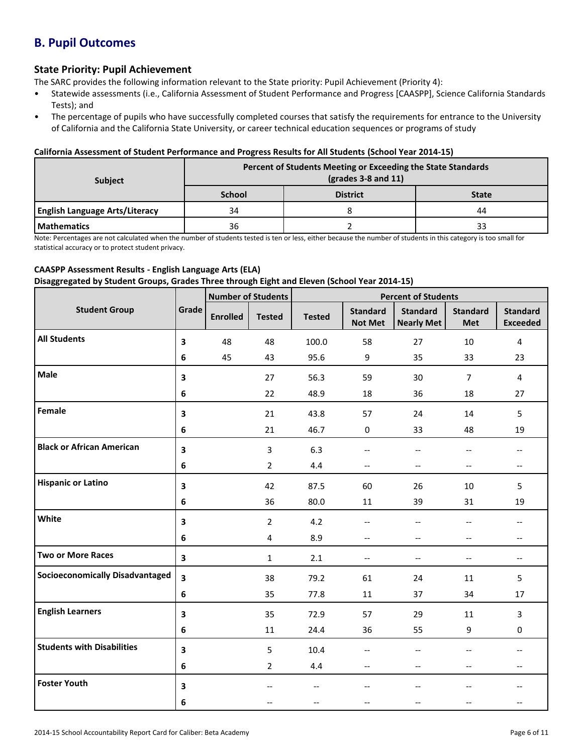## B. Pupil Outcomes

### State Priority: Pupil Achievement

The SARC provides the following information relevant to the State priority: Pupil Achievement (Priority 4):

- Statewide assessments (i.e., California Assessment of Student Performance and Progress [CAASPP], Science California Standards Tests); and
- The percentage of pupils who have successfully completed courses that satisfy the requirements for entrance to the University of California and the California State University, or career technical education sequences or programs of study

**California Assessment of Student Performance and Progress Results for All Students (School Year 2014-15)**

| Subject | Percent of Students Meeting or Exceeding the State Standards (grades 3-8 and 11) | | |
|---|---|---|---|
| | School | District | State |
| English Language Arts/Literacy | 34 | 8 | 44 |
| Mathematics | 36 | 2 | 33 |

Note: Percentages are not calculated when the number of students tested is ten or less, either because the number of students in this category is too small for statistical accuracy or to protect student privacy.

**CAASPP Assessment Results - English Language Arts (ELA)**
**Disaggregated by Student Groups, Grades Three through Eight and Eleven (School Year 2014-15)**

| Student Group | Grade | Number of Students | | Percent of Students | | | | |
|---|---|---|---|---|---|---|---|---|
| | | Enrolled | Tested | Tested | Standard Not Met | Standard Nearly Met | Standard Met | Standard Exceeded |
| All Students | 3 | 48 | 48 | 100.0 | 58 | 27 | 10 | 4 |
| | 6 | 45 | 43 | 95.6 | 9 | 35 | 33 | 23 |
| Male | 3 | | 27 | 56.3 | 59 | 30 | 7 | 4 |
| | 6 | | 22 | 48.9 | 18 | 36 | 18 | 27 |
| Female | 3 | | 21 | 43.8 | 57 | 24 | 14 | 5 |
| | 6 | | 21 | 46.7 | 0 | 33 | 48 | 19 |
| Black or African American | 3 | | 3 | 6.3 | -- | -- | -- | -- |
| | 6 | | 2 | 4.4 | -- | -- | -- | -- |
| Hispanic or Latino | 3 | | 42 | 87.5 | 60 | 26 | 10 | 5 |
| | 6 | | 36 | 80.0 | 11 | 39 | 31 | 19 |
| White | 3 | | 2 | 4.2 | -- | -- | -- | -- |
| | 6 | | 4 | 8.9 | -- | -- | -- | -- |
| Two or More Races | 3 | | 1 | 2.1 | -- | -- | -- | -- |
| Socioeconomically Disadvantaged | 3 | | 38 | 79.2 | 61 | 24 | 11 | 5 |
| | 6 | | 35 | 77.8 | 11 | 37 | 34 | 17 |
| English Learners | 3 | | 35 | 72.9 | 57 | 29 | 11 | 3 |
| | 6 | | 11 | 24.4 | 36 | 55 | 9 | 0 |
| Students with Disabilities | 3 | | 5 | 10.4 | -- | -- | -- | -- |
| | 6 | | 2 | 4.4 | -- | -- | -- | -- |
| Foster Youth | 3 | | -- | -- | -- | -- | -- | -- |
| | 6 | | -- | -- | -- | -- | -- | -- |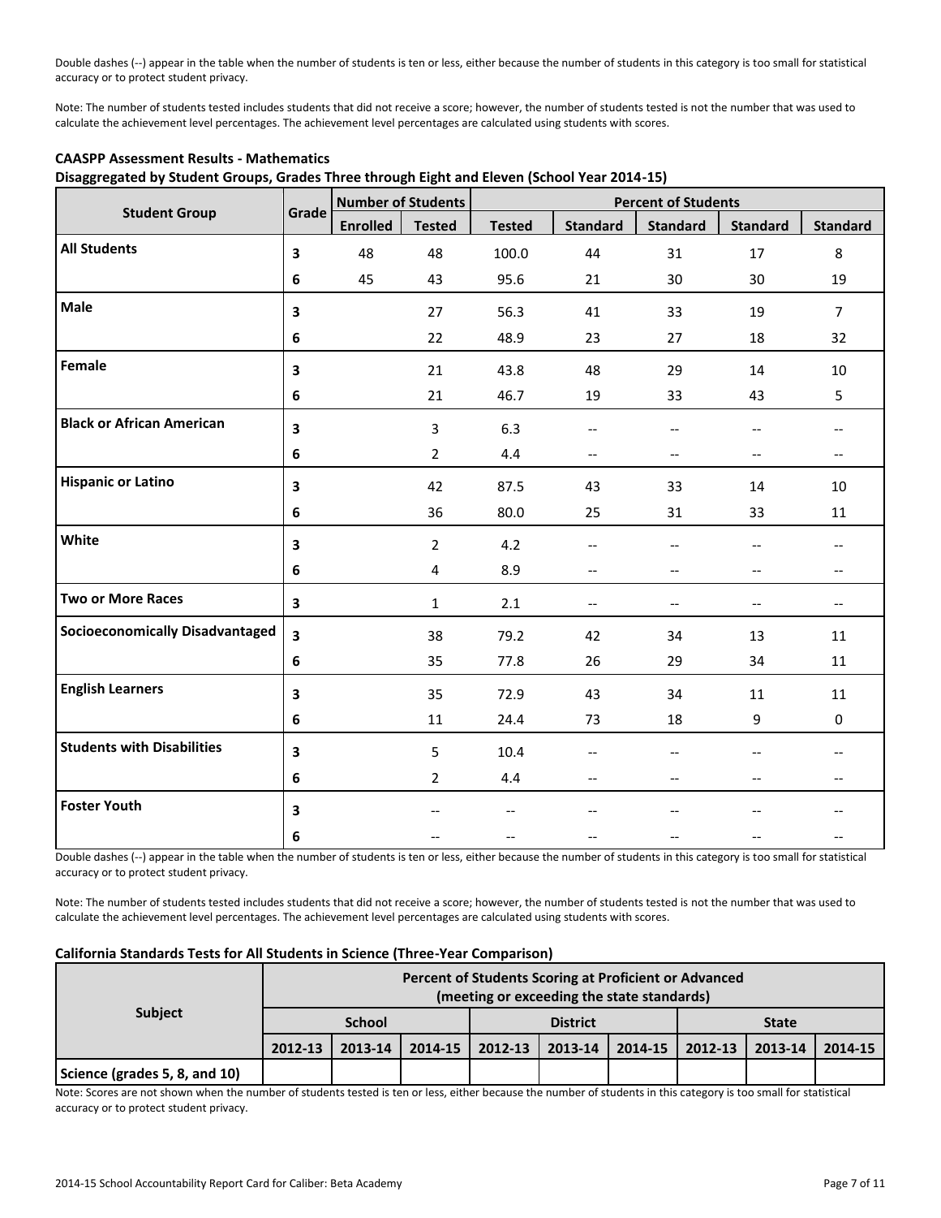Double dashes (--) appear in the table when the number of students is ten or less, either because the number of students in this category is too small for statistical accuracy or to protect student privacy.

Note: The number of students tested includes students that did not receive a score; however, the number of students tested is not the number that was used to calculate the achievement level percentages. The achievement level percentages are calculated using students with scores.

**CAASPP Assessment Results - Mathematics**
**Disaggregated by Student Groups, Grades Three through Eight and Eleven (School Year 2014-15)**

| Student Group | Grade | Number of Students | | Percent of Students | | | | |
|---|---|---|---|---|---|---|---|---|
| | | Enrolled | Tested | Tested | Standard | Standard | Standard | Standard |
| **All Students** | **3** | 48 | 48 | 100.0 | 44 | 31 | 17 | 8 |
| | **6** | 45 | 43 | 95.6 | 21 | 30 | 30 | 19 |
| **Male** | **3** | | 27 | 56.3 | 41 | 33 | 19 | 7 |
| | **6** | | 22 | 48.9 | 23 | 27 | 18 | 32 |
| **Female** | **3** | | 21 | 43.8 | 48 | 29 | 14 | 10 |
| | **6** | | 21 | 46.7 | 19 | 33 | 43 | 5 |
| **Black or African American** | **3** | | 3 | 6.3 | -- | -- | -- | -- |
| | **6** | | 2 | 4.4 | -- | -- | -- | -- |
| **Hispanic or Latino** | **3** | | 42 | 87.5 | 43 | 33 | 14 | 10 |
| | **6** | | 36 | 80.0 | 25 | 31 | 33 | 11 |
| **White** | **3** | | 2 | 4.2 | -- | -- | -- | -- |
| | **6** | | 4 | 8.9 | -- | -- | -- | -- |
| **Two or More Races** | **3** | | 1 | 2.1 | -- | -- | -- | -- |
| **Socioeconomically Disadvantaged** | **3** | | 38 | 79.2 | 42 | 34 | 13 | 11 |
| | **6** | | 35 | 77.8 | 26 | 29 | 34 | 11 |
| **English Learners** | **3** | | 35 | 72.9 | 43 | 34 | 11 | 11 |
| | **6** | | 11 | 24.4 | 73 | 18 | 9 | 0 |
| **Students with Disabilities** | **3** | | 5 | 10.4 | -- | -- | -- | -- |
| | **6** | | 2 | 4.4 | -- | -- | -- | -- |
| **Foster Youth** | **3** | | -- | -- | -- | -- | -- | -- |
| | **6** | | -- | -- | -- | -- | -- | -- |

Double dashes (--) appear in the table when the number of students is ten or less, either because the number of students in this category is too small for statistical accuracy or to protect student privacy.

Note: The number of students tested includes students that did not receive a score; however, the number of students tested is not the number that was used to calculate the achievement level percentages. The achievement level percentages are calculated using students with scores.

**California Standards Tests for All Students in Science (Three-Year Comparison)**

| Subject | Percent of Students Scoring at Proficient or Advanced (meeting or exceeding the state standards) | | | | | | | | |
|---|---|---|---|---|---|---|---|---|---|
| | School | | | District | | | State | | |
| | 2012-13 | 2013-14 | 2014-15 | 2012-13 | 2013-14 | 2014-15 | 2012-13 | 2013-14 | 2014-15 |
| Science (grades 5, 8, and 10) | | | | | | | | | |

Note: Scores are not shown when the number of students tested is ten or less, either because the number of students in this category is too small for statistical accuracy or to protect student privacy.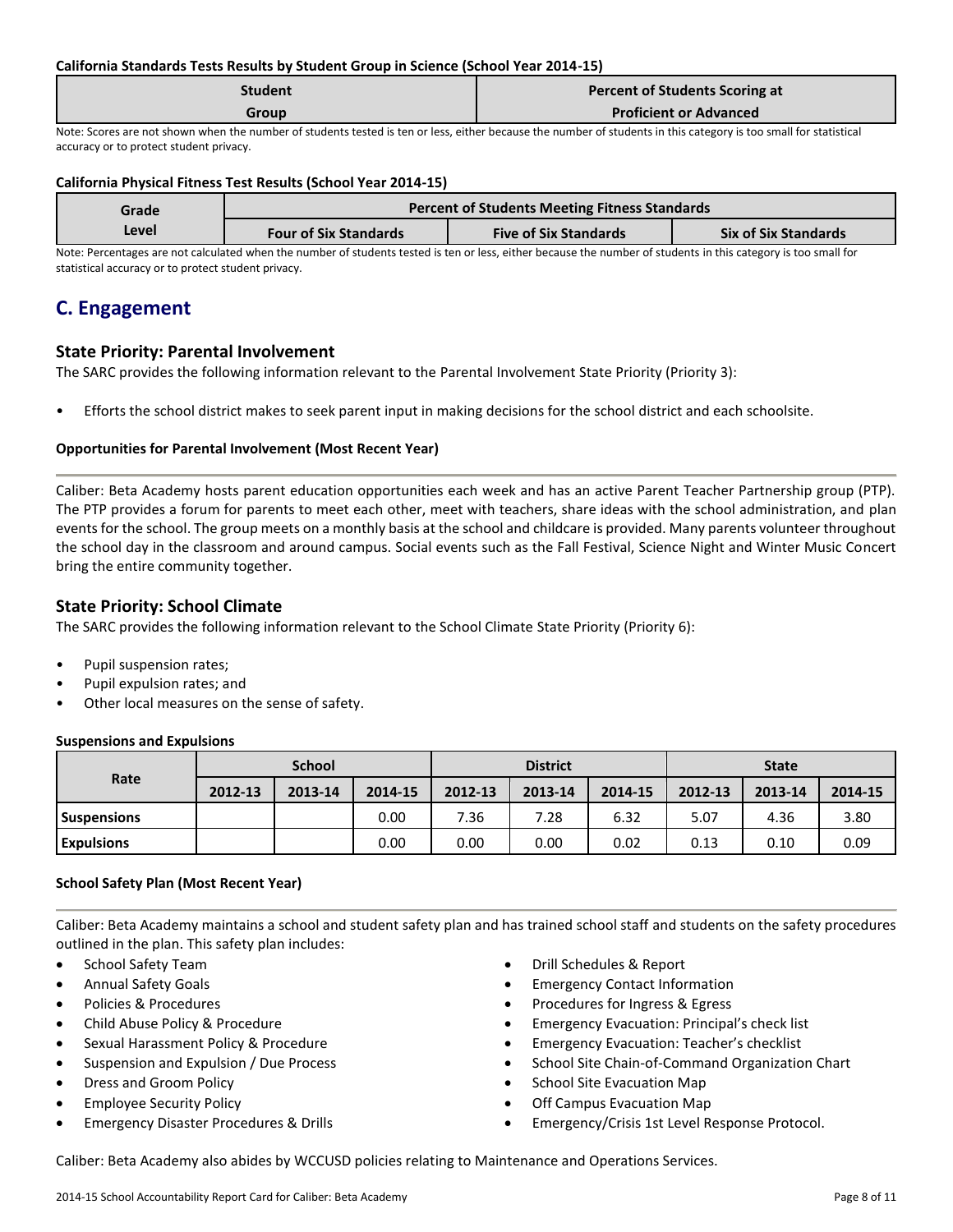#### California Standards Tests Results by Student Group in Science (School Year 2014-15)

| Student Group | Percent of Students Scoring at Proficient or Advanced |
|---|---|

Note: Scores are not shown when the number of students tested is ten or less, either because the number of students in this category is too small for statistical accuracy or to protect student privacy.

#### California Physical Fitness Test Results (School Year 2014-15)

| Grade Level | Percent of Students Meeting Fitness Standards | | |
|---|---|---|---|
| | Four of Six Standards | Five of Six Standards | Six of Six Standards |

Note: Percentages are not calculated when the number of students tested is ten or less, either because the number of students in this category is too small for statistical accuracy or to protect student privacy.

## C. Engagement

### State Priority: Parental Involvement

The SARC provides the following information relevant to the Parental Involvement State Priority (Priority 3):

- Efforts the school district makes to seek parent input in making decisions for the school district and each schoolsite.

#### Opportunities for Parental Involvement (Most Recent Year)

Caliber: Beta Academy hosts parent education opportunities each week and has an active Parent Teacher Partnership group (PTP). The PTP provides a forum for parents to meet each other, meet with teachers, share ideas with the school administration, and plan events for the school. The group meets on a monthly basis at the school and childcare is provided. Many parents volunteer throughout the school day in the classroom and around campus. Social events such as the Fall Festival, Science Night and Winter Music Concert bring the entire community together.

### State Priority: School Climate

The SARC provides the following information relevant to the School Climate State Priority (Priority 6):

- Pupil suspension rates;
- Pupil expulsion rates; and
- Other local measures on the sense of safety.

#### Suspensions and Expulsions

| Rate | School | | | District | | | State | | |
|---|---|---|---|---|---|---|---|---|---|
| | 2012-13 | 2013-14 | 2014-15 | 2012-13 | 2013-14 | 2014-15 | 2012-13 | 2013-14 | 2014-15 |
| Suspensions | | | 0.00 | 7.36 | 7.28 | 6.32 | 5.07 | 4.36 | 3.80 |
| Expulsions | | | 0.00 | 0.00 | 0.00 | 0.02 | 0.13 | 0.10 | 0.09 |

#### School Safety Plan (Most Recent Year)

Caliber: Beta Academy maintains a school and student safety plan and has trained school staff and students on the safety procedures outlined in the plan. This safety plan includes:

- School Safety Team
- Annual Safety Goals
- Policies & Procedures
- Child Abuse Policy & Procedure
- Sexual Harassment Policy & Procedure
- Suspension and Expulsion / Due Process
- Dress and Groom Policy
- Employee Security Policy
- Emergency Disaster Procedures & Drills
- Drill Schedules & Report
- Emergency Contact Information
- Procedures for Ingress & Egress
- Emergency Evacuation: Principal's check list
- Emergency Evacuation: Teacher's checklist
- School Site Chain-of-Command Organization Chart
- School Site Evacuation Map
- Off Campus Evacuation Map
- Emergency/Crisis 1st Level Response Protocol.

Caliber: Beta Academy also abides by WCCUSD policies relating to Maintenance and Operations Services.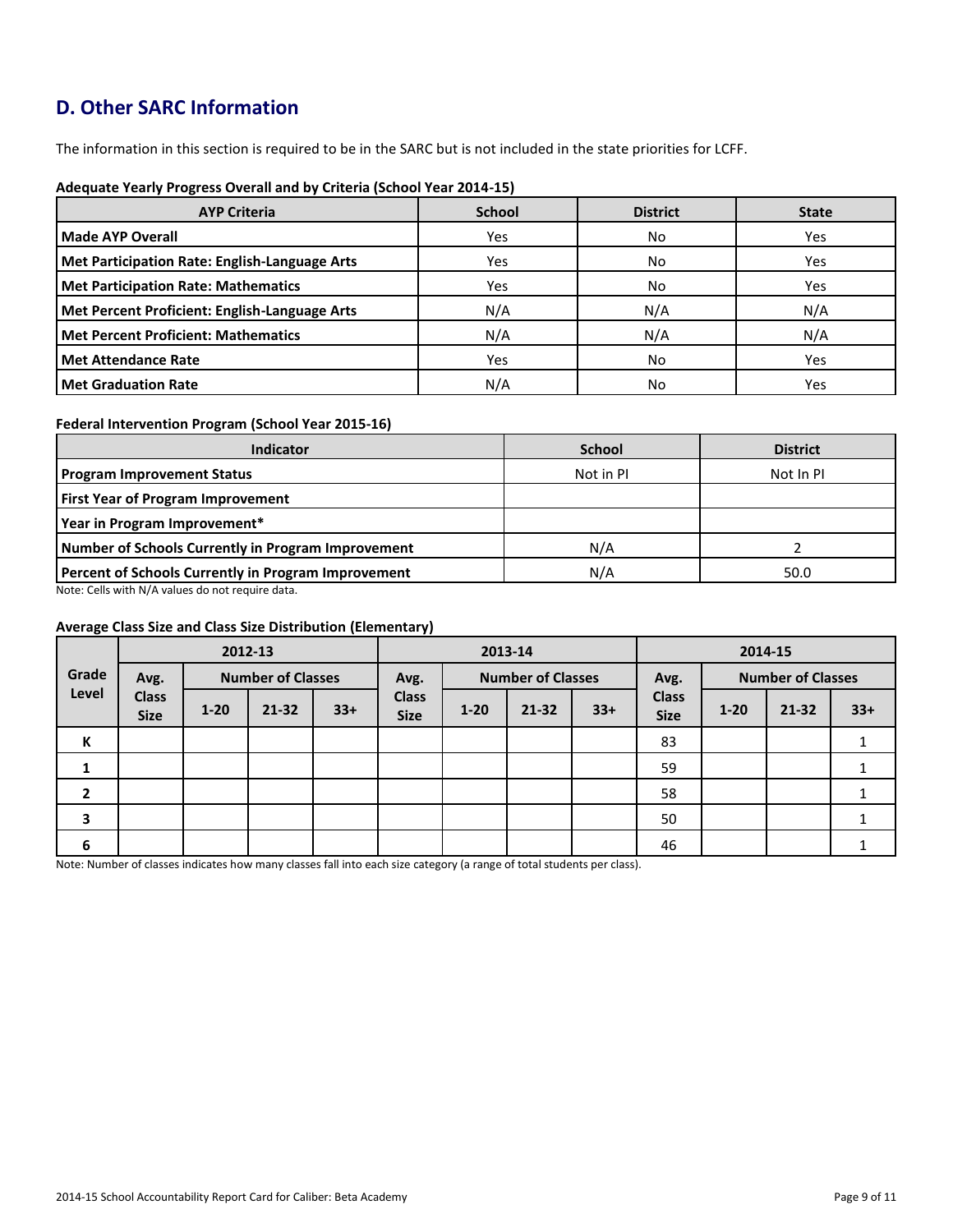## D. Other SARC Information

The information in this section is required to be in the SARC but is not included in the state priorities for LCFF.

**Adequate Yearly Progress Overall and by Criteria (School Year 2014-15)**

| AYP Criteria | School | District | State |
|---|---|---|---|
| **Made AYP Overall** | Yes | No | Yes |
| **Met Participation Rate: English-Language Arts** | Yes | No | Yes |
| **Met Participation Rate: Mathematics** | Yes | No | Yes |
| **Met Percent Proficient: English-Language Arts** | N/A | N/A | N/A |
| **Met Percent Proficient: Mathematics** | N/A | N/A | N/A |
| **Met Attendance Rate** | Yes | No | Yes |
| **Met Graduation Rate** | N/A | No | Yes |

**Federal Intervention Program (School Year 2015-16)**

| Indicator | School | District |
|---|---|---|
| **Program Improvement Status** | Not in PI | Not In PI |
| **First Year of Program Improvement** | | |
| **Year in Program Improvement*** | | |
| **Number of Schools Currently in Program Improvement** | N/A | 2 |
| **Percent of Schools Currently in Program Improvement** | N/A | 50.0 |

Note: Cells with N/A values do not require data.

**Average Class Size and Class Size Distribution (Elementary)**

| Grade Level | 2012-13 | | | | 2013-14 | | | | 2014-15 | | | |
|---|---|---|---|---|---|---|---|---|---|---|---|---|
| | Avg. Class Size | Number of Classes | | | Avg. Class Size | Number of Classes | | | Avg. Class Size | Number of Classes | | |
| | | 1-20 | 21-32 | 33+ | | 1-20 | 21-32 | 33+ | | 1-20 | 21-32 | 33+ |
| K | | | | | | | | | 83 | | | 1 |
| 1 | | | | | | | | | 59 | | | 1 |
| 2 | | | | | | | | | 58 | | | 1 |
| 3 | | | | | | | | | 50 | | | 1 |
| 6 | | | | | | | | | 46 | | | 1 |

Note: Number of classes indicates how many classes fall into each size category (a range of total students per class).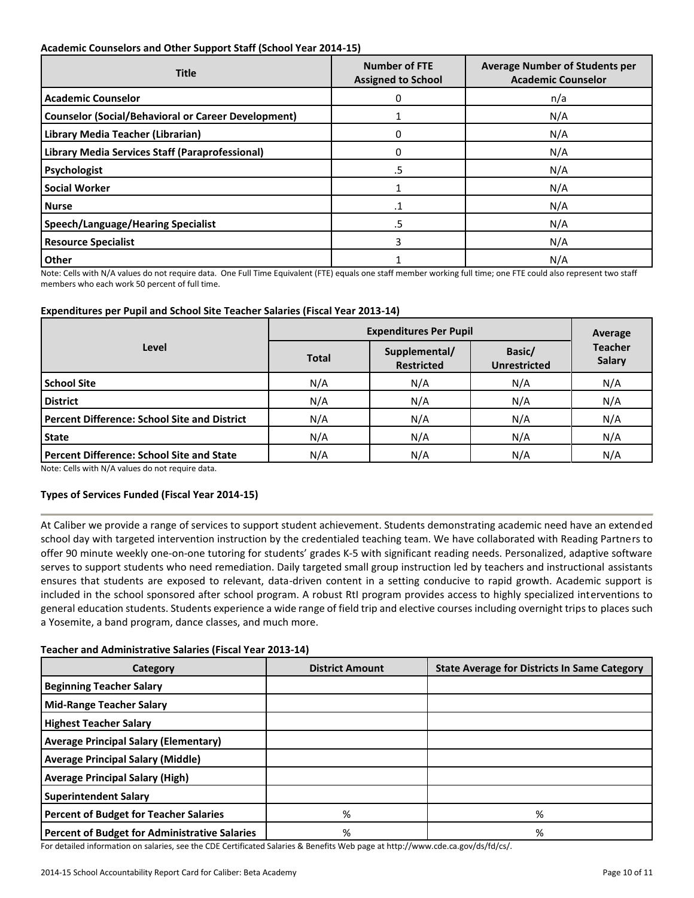**Academic Counselors and Other Support Staff (School Year 2014-15)**

| Title | Number of FTE Assigned to School | Average Number of Students per Academic Counselor |
|---|---|---|
| Academic Counselor | 0 | n/a |
| Counselor (Social/Behavioral or Career Development) | 1 | N/A |
| Library Media Teacher (Librarian) | 0 | N/A |
| Library Media Services Staff (Paraprofessional) | 0 | N/A |
| Psychologist | .5 | N/A |
| Social Worker | 1 | N/A |
| Nurse | .1 | N/A |
| Speech/Language/Hearing Specialist | .5 | N/A |
| Resource Specialist | 3 | N/A |
| Other | 1 | N/A |

Note: Cells with N/A values do not require data. One Full Time Equivalent (FTE) equals one staff member working full time; one FTE could also represent two staff members who each work 50 percent of full time.

**Expenditures per Pupil and School Site Teacher Salaries (Fiscal Year 2013-14)**

| Level | Expenditures Per Pupil | | | Average Teacher Salary |
|---|---|---|---|---|
| | Total | Supplemental/ Restricted | Basic/ Unrestricted | |
| School Site | N/A | N/A | N/A | N/A |
| District | N/A | N/A | N/A | N/A |
| Percent Difference: School Site and District | N/A | N/A | N/A | N/A |
| State | N/A | N/A | N/A | N/A |
| Percent Difference: School Site and State | N/A | N/A | N/A | N/A |

Note: Cells with N/A values do not require data.

**Types of Services Funded (Fiscal Year 2014-15)**

At Caliber we provide a range of services to support student achievement. Students demonstrating academic need have an extended school day with targeted intervention instruction by the credentialed teaching team. We have collaborated with Reading Partners to offer 90 minute weekly one-on-one tutoring for students' grades K-5 with significant reading needs. Personalized, adaptive software serves to support students who need remediation. Daily targeted small group instruction led by teachers and instructional assistants ensures that students are exposed to relevant, data-driven content in a setting conducive to rapid growth. Academic support is included in the school sponsored after school program. A robust RtI program provides access to highly specialized interventions to general education students. Students experience a wide range of field trip and elective courses including overnight trips to places such a Yosemite, a band program, dance classes, and much more.

**Teacher and Administrative Salaries (Fiscal Year 2013-14)**

| Category | District Amount | State Average for Districts In Same Category |
|---|---|---|
| Beginning Teacher Salary | | |
| Mid-Range Teacher Salary | | |
| Highest Teacher Salary | | |
| Average Principal Salary (Elementary) | | |
| Average Principal Salary (Middle) | | |
| Average Principal Salary (High) | | |
| Superintendent Salary | | |
| Percent of Budget for Teacher Salaries | % | % |
| Percent of Budget for Administrative Salaries | % | % |

For detailed information on salaries, see the CDE Certificated Salaries & Benefits Web page at http://www.cde.ca.gov/ds/fd/cs/.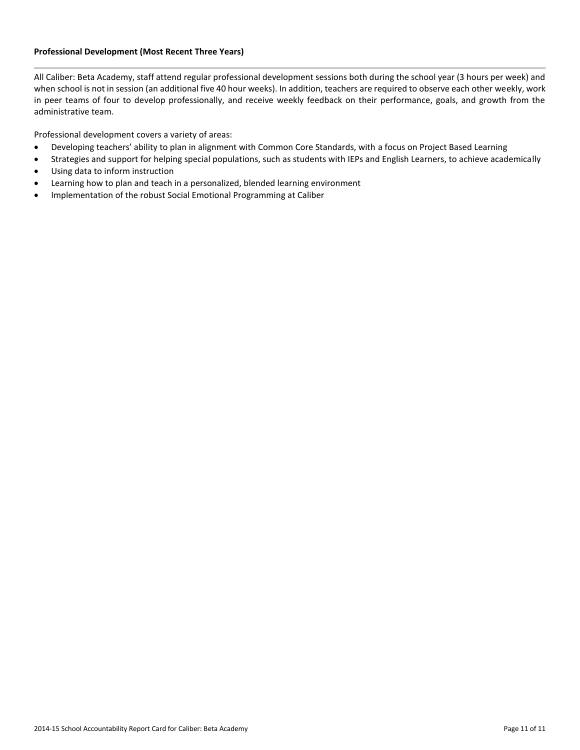**Professional Development (Most Recent Three Years)**

All Caliber: Beta Academy, staff attend regular professional development sessions both during the school year (3 hours per week) and when school is not in session (an additional five 40 hour weeks). In addition, teachers are required to observe each other weekly, work in peer teams of four to develop professionally, and receive weekly feedback on their performance, goals, and growth from the administrative team.

Professional development covers a variety of areas:

- Developing teachers' ability to plan in alignment with Common Core Standards, with a focus on Project Based Learning
- Strategies and support for helping special populations, such as students with IEPs and English Learners, to achieve academically
- Using data to inform instruction
- Learning how to plan and teach in a personalized, blended learning environment
- Implementation of the robust Social Emotional Programming at Caliber